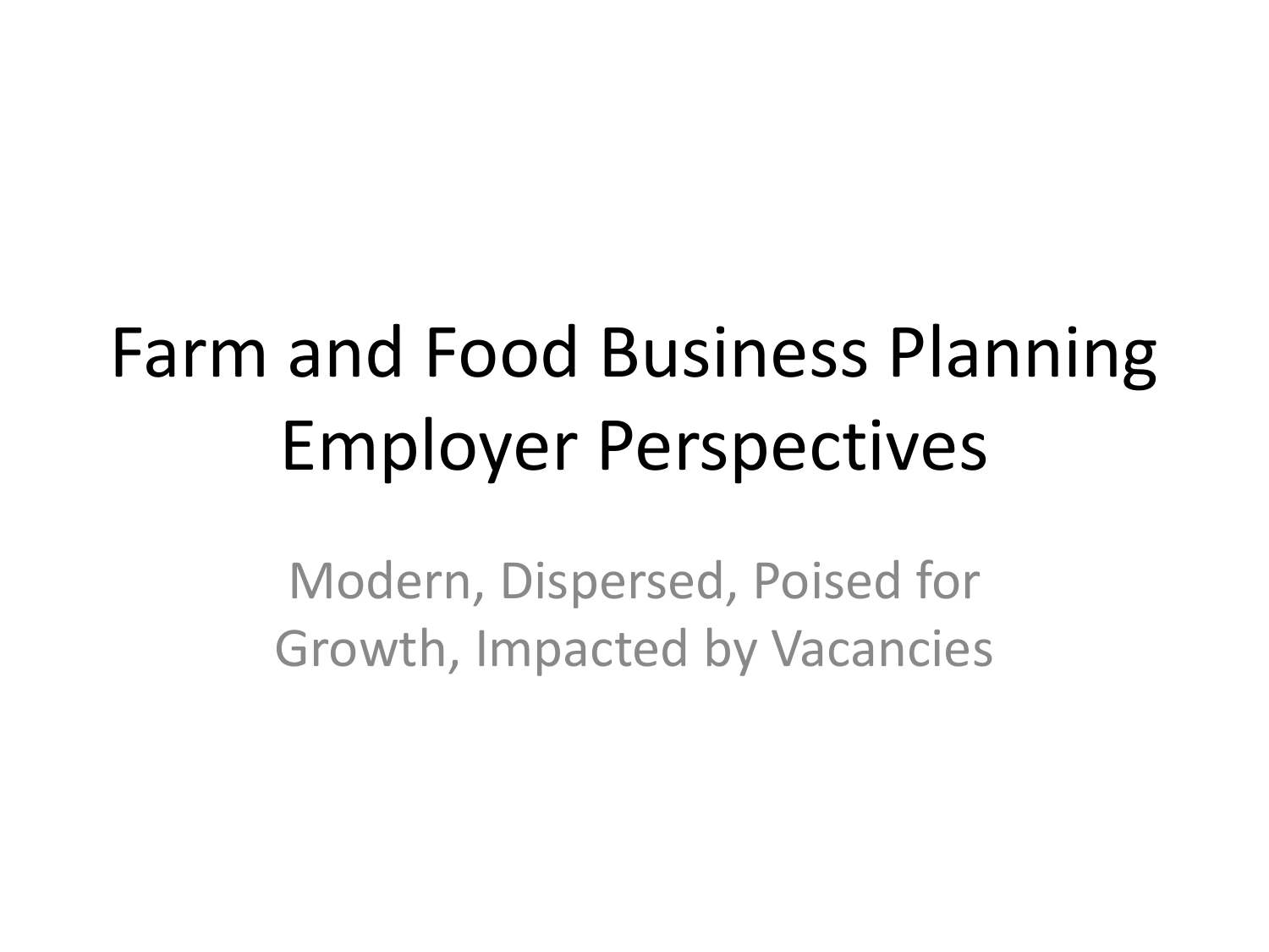# Farm and Food Business Planning Employer Perspectives

Modern, Dispersed, Poised for Growth, Impacted by Vacancies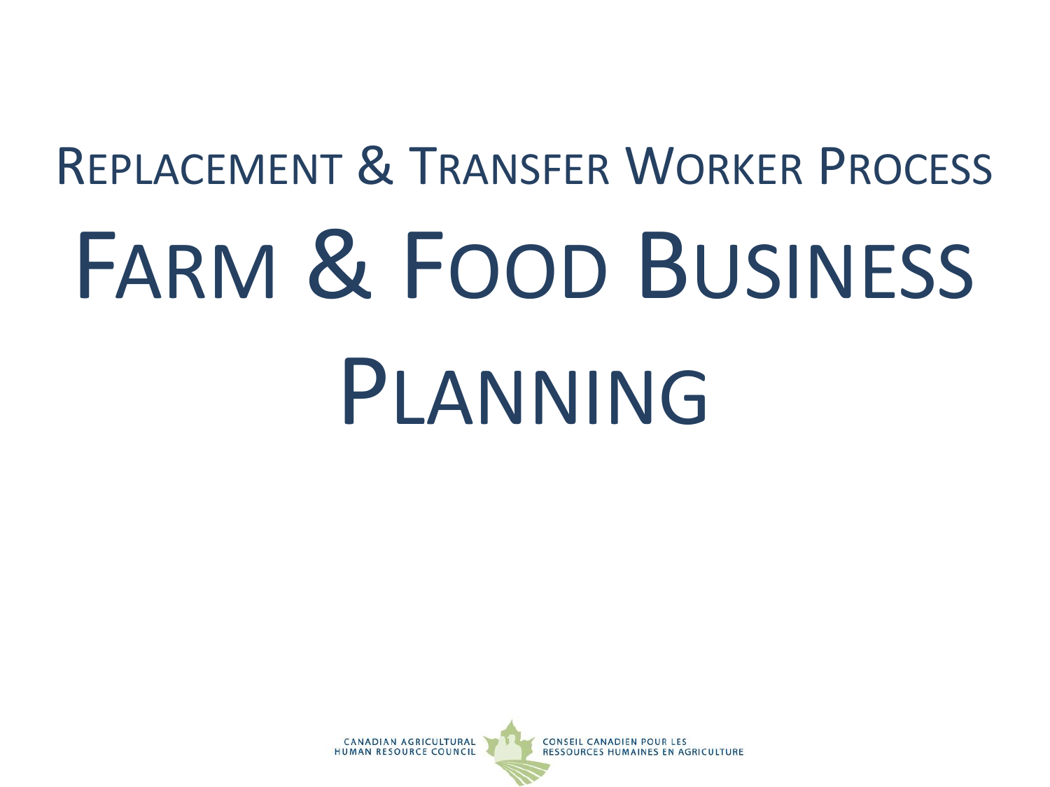## Replacement & Transfer Worker Process

# Farm & Food Business Planning

Canadian Agricultural Human Resource Council

Conseil canadien pour les ressources humaines en agriculture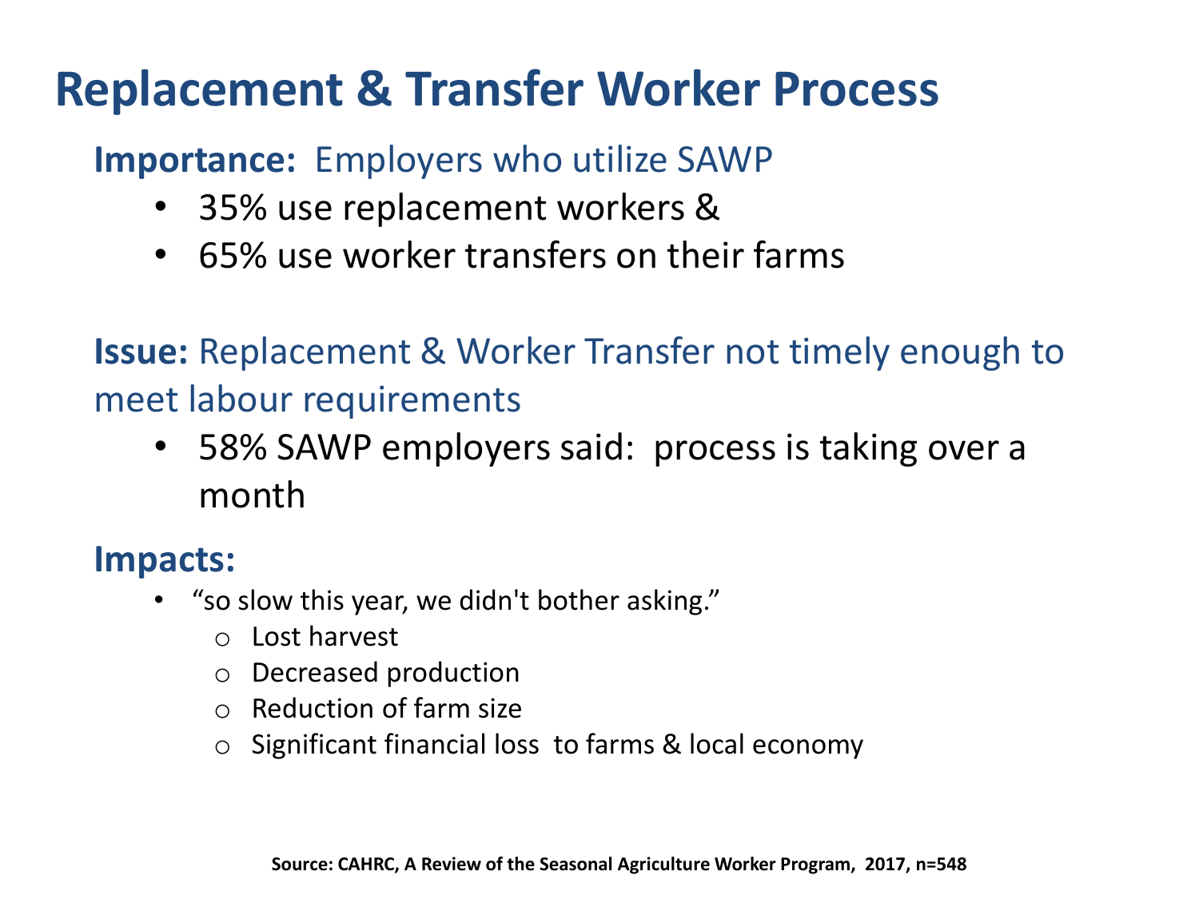# Replacement & Transfer Worker Process

**Importance:** Employers who utilize SAWP

- 35% use replacement workers &
- 65% use worker transfers on their farms

**Issue:** Replacement & Worker Transfer not timely enough to meet labour requirements

- 58% SAWP employers said: process is taking over a month

**Impacts:**

- "so slow this year, we didn't bother asking."
  - Lost harvest
  - Decreased production
  - Reduction of farm size
  - Significant financial loss to farms & local economy

**Source: CAHRC, A Review of the Seasonal Agriculture Worker Program, 2017, n=548**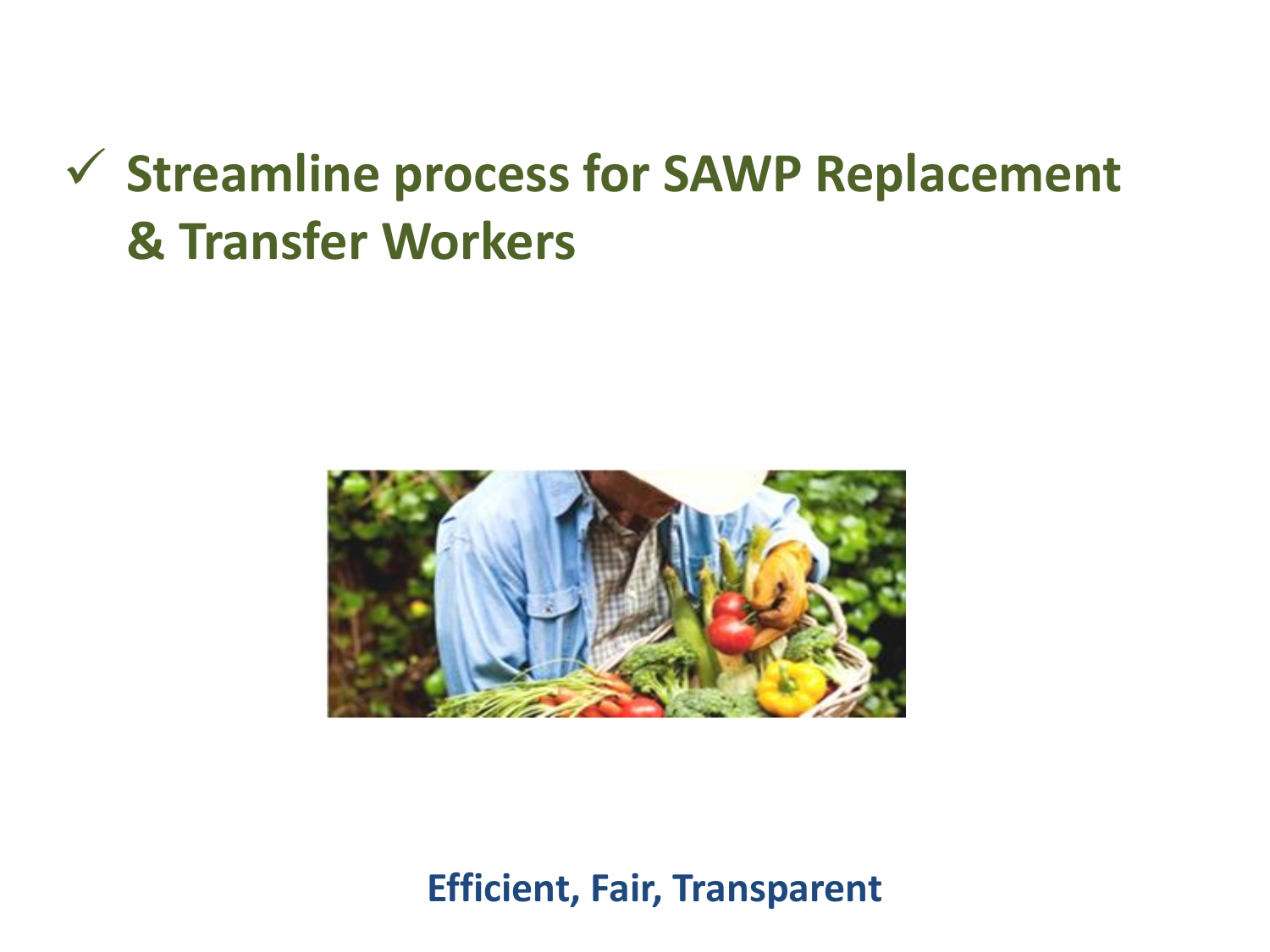- ✓ **Streamline process for SAWP Replacement & Transfer Workers**

**Efficient, Fair, Transparent**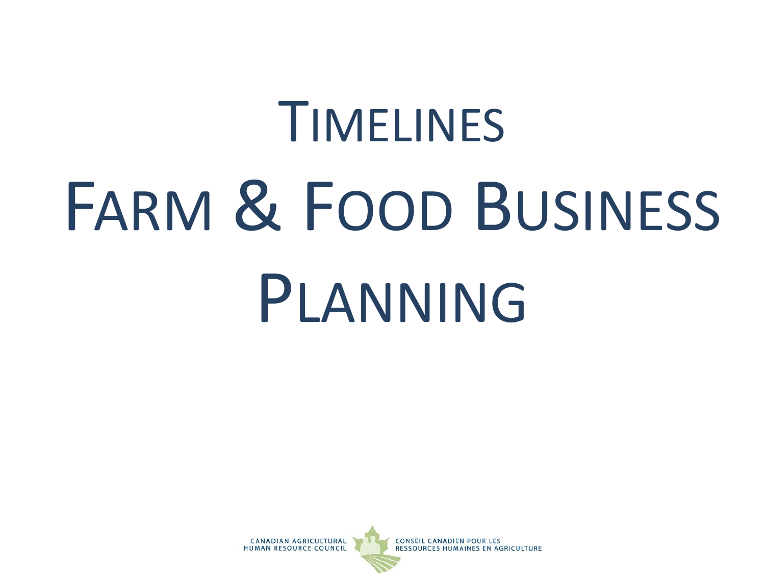# Timelines

# Farm & Food Business Planning

CANADIAN AGRICULTURAL HUMAN RESOURCE COUNCIL

CONSEIL CANADIEN POUR LES RESSOURCES HUMAINES EN AGRICULTURE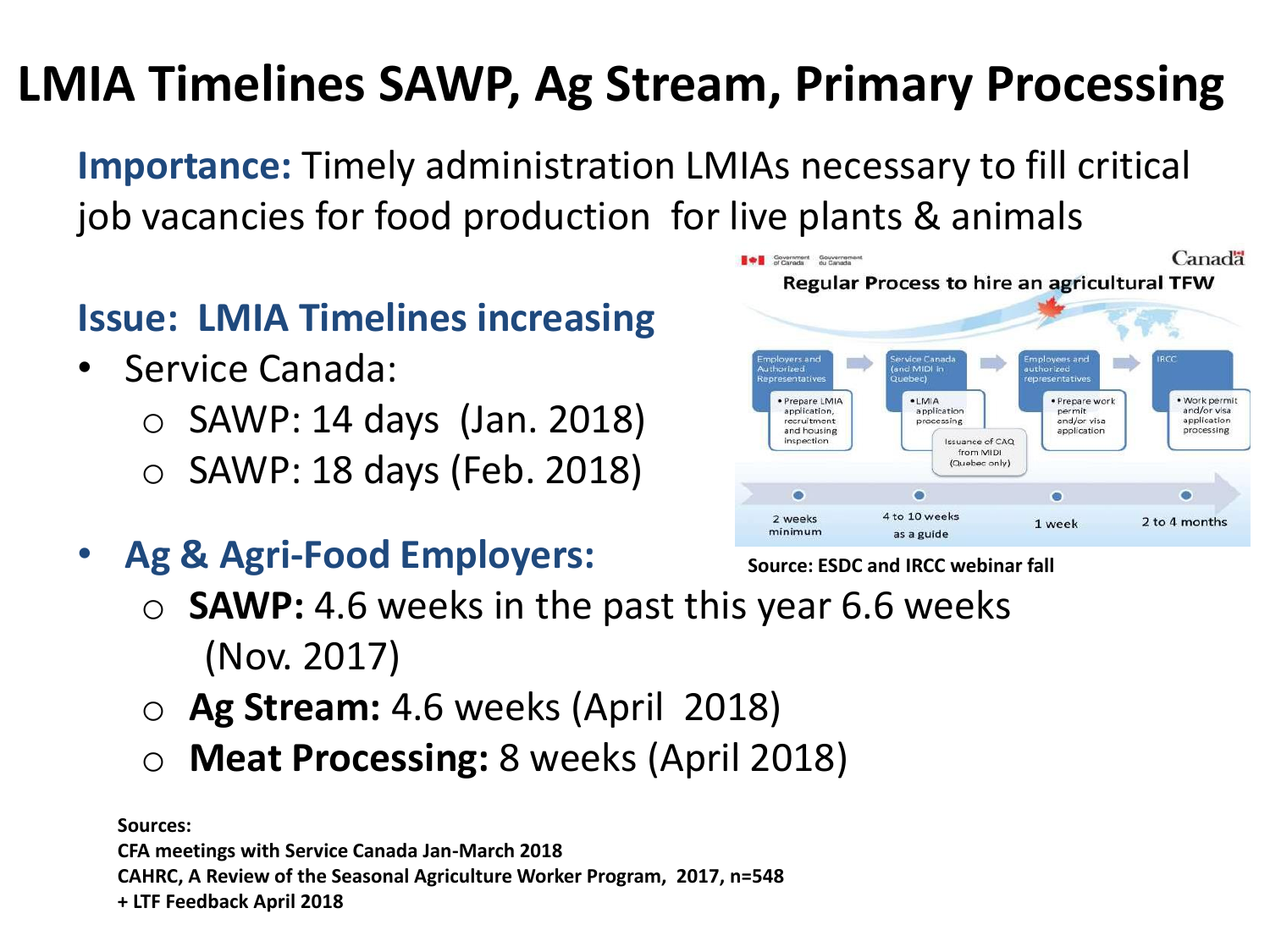# LMIA Timelines SAWP, Ag Stream, Primary Processing

**Importance:** Timely administration LMIAs necessary to fill critical job vacancies for food production for live plants & animals

## Issue: LMIA Timelines increasing

- Service Canada:
  - SAWP: 14 days (Jan. 2018)
  - SAWP: 18 days (Feb. 2018)
- **Ag & Agri-Food Employers:**
  - **SAWP:** 4.6 weeks in the past this year 6.6 weeks (Nov. 2017)
  - **Ag Stream:** 4.6 weeks (April 2018)
  - **Meat Processing:** 8 weeks (April 2018)

Government of Canada / Gouvernement du Canada — Canada

**Regular Process to hire an agricultural TFW**

| Employers and Authorized Representatives | Service Canada (and MIDI in Quebec) | Employees and authorized representatives | IRCC |
|---|---|---|---|
| • Prepare LMIA application, recruitment and housing inspection | • LMIA application processing; Issuance of CAQ from MIDI (Quebec only) | • Prepare work permit and/or visa application | • Work permit and/or visa application processing |
| 2 weeks minimum | 4 to 10 weeks as a guide | 1 week | 2 to 4 months |

**Source: ESDC and IRCC webinar fall**

**Sources:**
**CFA meetings with Service Canada Jan-March 2018**
**CAHRC, A Review of the Seasonal Agriculture Worker Program, 2017, n=548**
**+ LTF Feedback April 2018**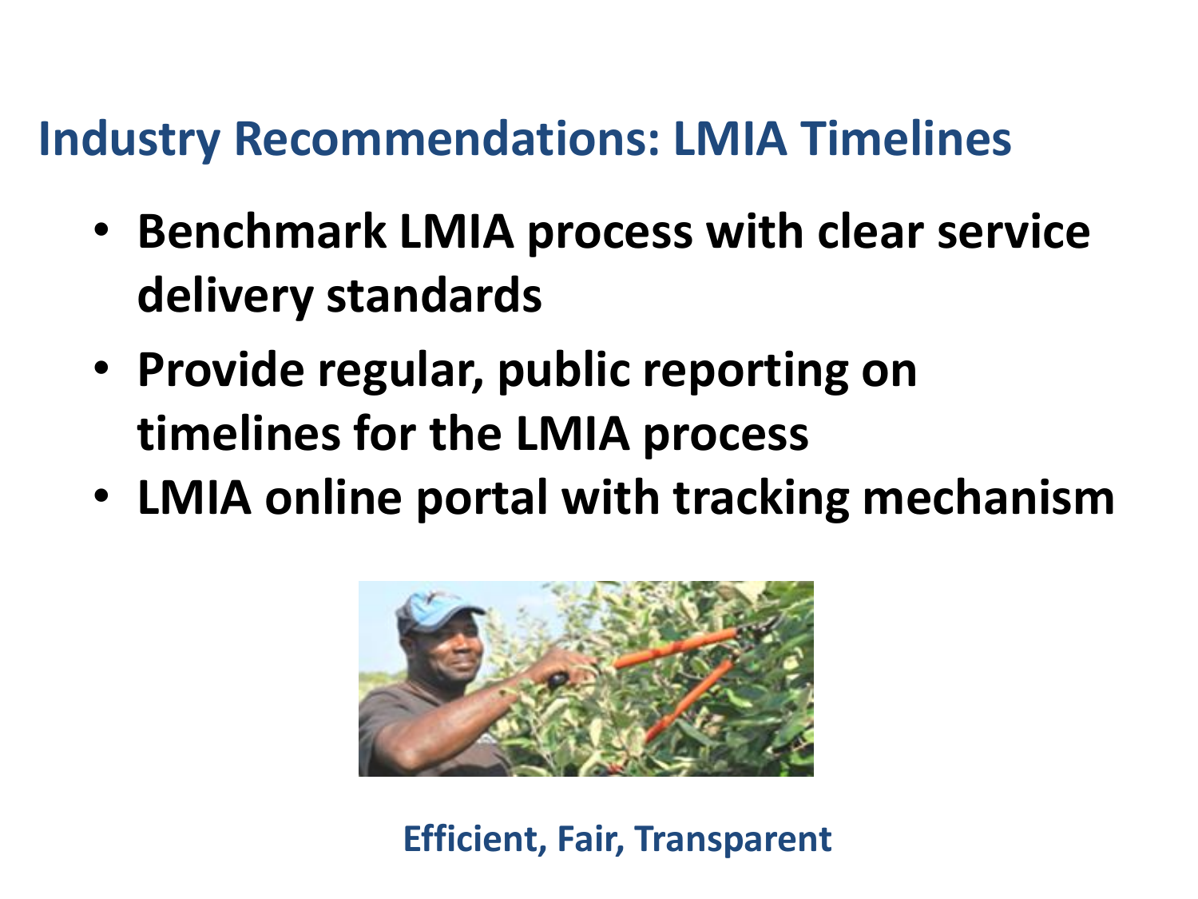## Industry Recommendations: LMIA Timelines

- **Benchmark LMIA process with clear service delivery standards**
- **Provide regular, public reporting on timelines for the LMIA process**
- **LMIA online portal with tracking mechanism**

**Efficient, Fair, Transparent**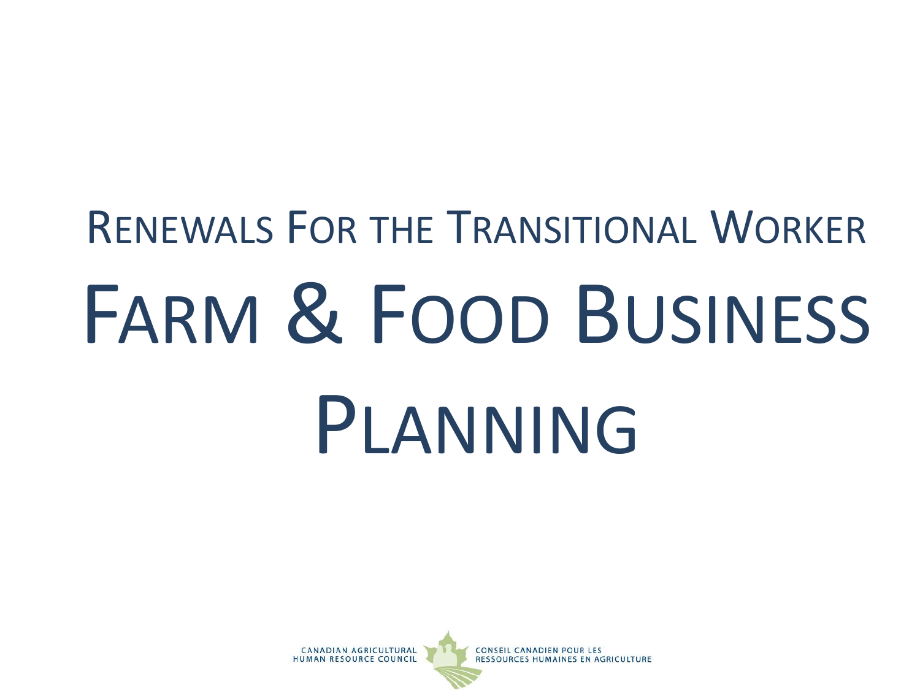## Renewals For the Transitional Worker

# Farm & Food Business Planning

Canadian Agricultural Human Resource Council

Conseil Canadien pour les Ressources Humaines en Agriculture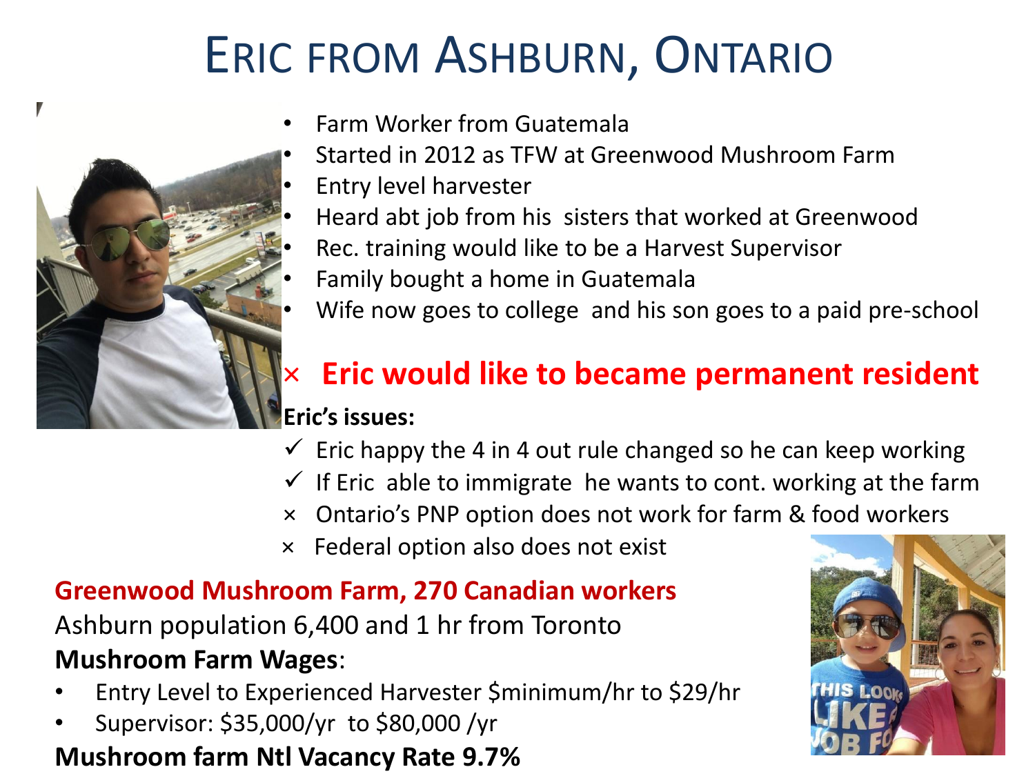# Eric from Ashburn, Ontario

- Farm Worker from Guatemala
- Started in 2012 as TFW at Greenwood Mushroom Farm
- Entry level harvester
- Heard abt job from his sisters that worked at Greenwood
- Rec. training would like to be a Harvest Supervisor
- Family bought a home in Guatemala
- Wife now goes to college and his son goes to a paid pre-school

× **Eric would like to became permanent resident**

**Eric's issues:**

- ✓ Eric happy the 4 in 4 out rule changed so he can keep working
- ✓ If Eric able to immigrate he wants to cont. working at the farm
- × Ontario's PNP option does not work for farm & food workers
- × Federal option also does not exist

**Greenwood Mushroom Farm, 270 Canadian workers**

Ashburn population 6,400 and 1 hr from Toronto

**Mushroom Farm Wages**:

- Entry Level to Experienced Harvester $minimum/hr to $29/hr
- Supervisor: $35,000/yr to $80,000 /yr

**Mushroom farm Ntl Vacancy Rate 9.7%**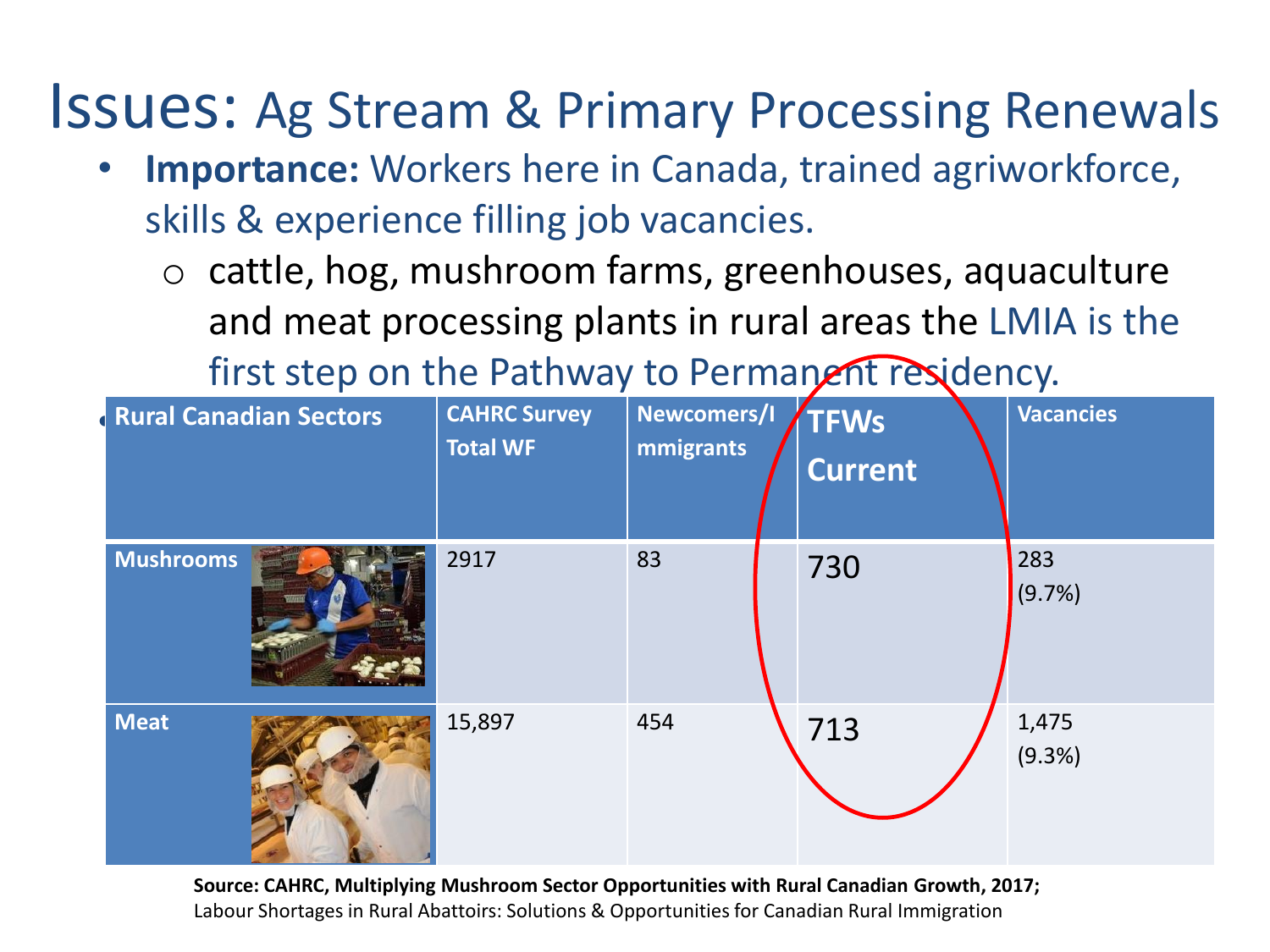# Issues: Ag Stream & Primary Processing Renewals

- **Importance:** Workers here in Canada, trained agriworkforce, skills & experience filling job vacancies.
  - cattle, hog, mushroom farms, greenhouses, aquaculture and meat processing plants in rural areas the LMIA is the first step on the Pathway to Permanent residency.

| Rural Canadian Sectors | CAHRC Survey Total WF | Newcomers/Immigrants | TFWs Current | Vacancies |
|---|---|---|---|---|
| Mushrooms | 2917 | 83 | 730 | 283 (9.7%) |
| Meat | 15,897 | 454 | 713 | 1,475 (9.3%) |

**Source: CAHRC, Multiplying Mushroom Sector Opportunities with Rural Canadian Growth, 2017;** Labour Shortages in Rural Abattoirs: Solutions & Opportunities for Canadian Rural Immigration